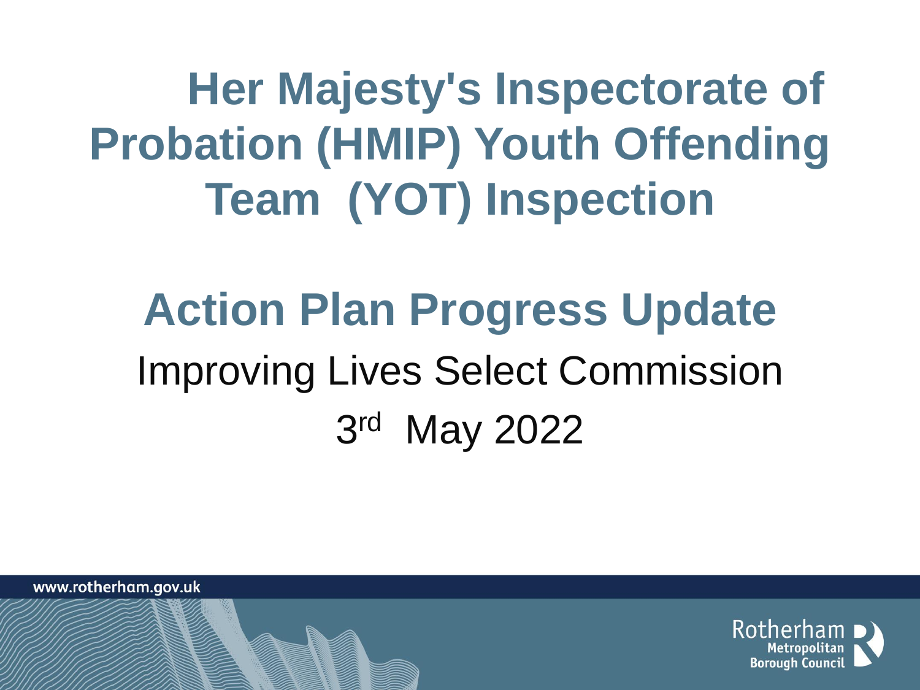# Her Majesty's Inspectorate of Probation (HMIP) Youth Offending Team (YOT) Inspection

## Action Plan Progress Update

Improving Lives Select Commission

3rd May 2022

www.rotherham.gov.uk

Rotherham Metropolitan Borough Council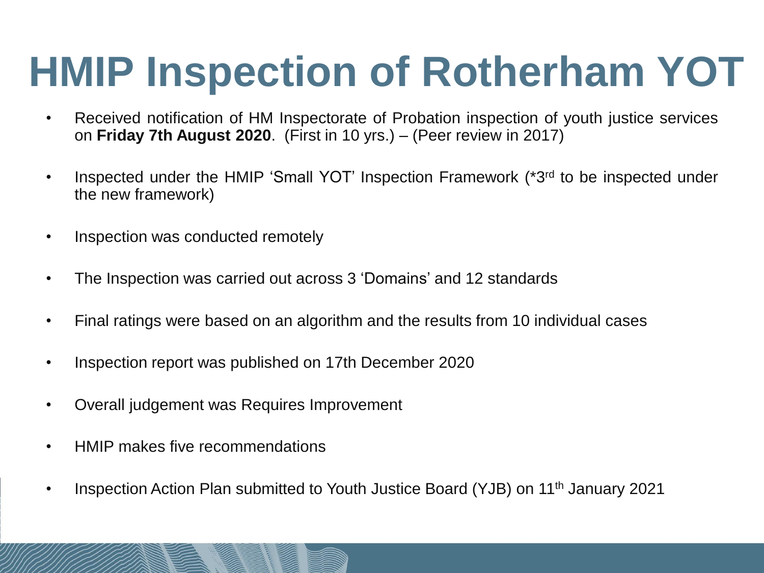# HMIP Inspection of Rotherham YOT

- Received notification of HM Inspectorate of Probation inspection of youth justice services on **Friday 7th August 2020**. (First in 10 yrs.) – (Peer review in 2017)
- Inspected under the HMIP 'Small YOT' Inspection Framework (*3rd to be inspected under the new framework)
- Inspection was conducted remotely
- The Inspection was carried out across 3 'Domains' and 12 standards
- Final ratings were based on an algorithm and the results from 10 individual cases
- Inspection report was published on 17th December 2020
- Overall judgement was Requires Improvement
- HMIP makes five recommendations
- Inspection Action Plan submitted to Youth Justice Board (YJB) on 11th January 2021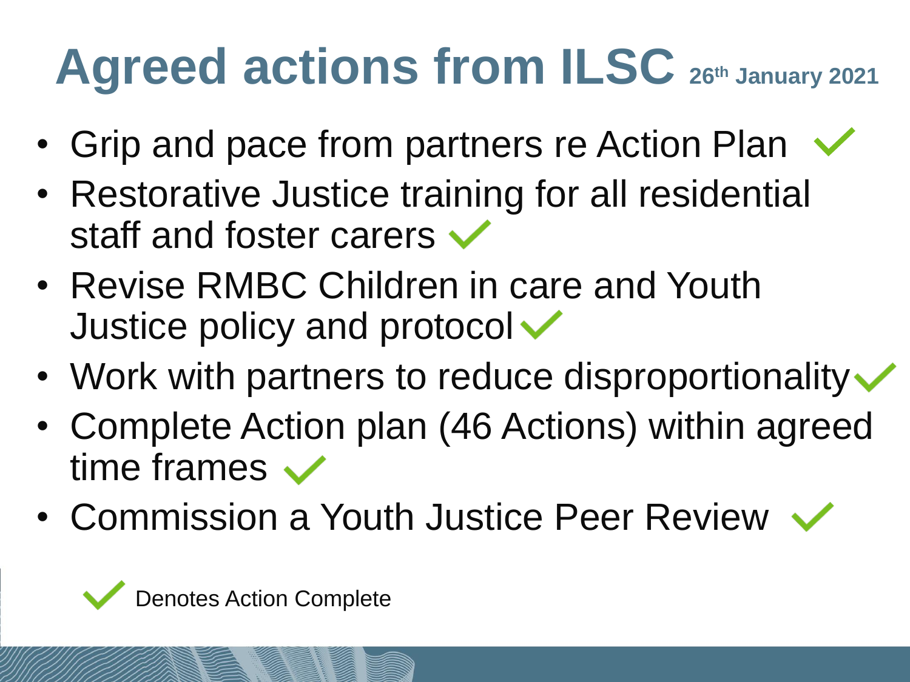# Agreed actions from ILSC 26th January 2021

- Grip and pace from partners re Action Plan ✓
- Restorative Justice training for all residential staff and foster carers ✓
- Revise RMBC Children in care and Youth Justice policy and protocol ✓
- Work with partners to reduce disproportionality ✓
- Complete Action plan (46 Actions) within agreed time frames ✓
- Commission a Youth Justice Peer Review ✓

✓ Denotes Action Complete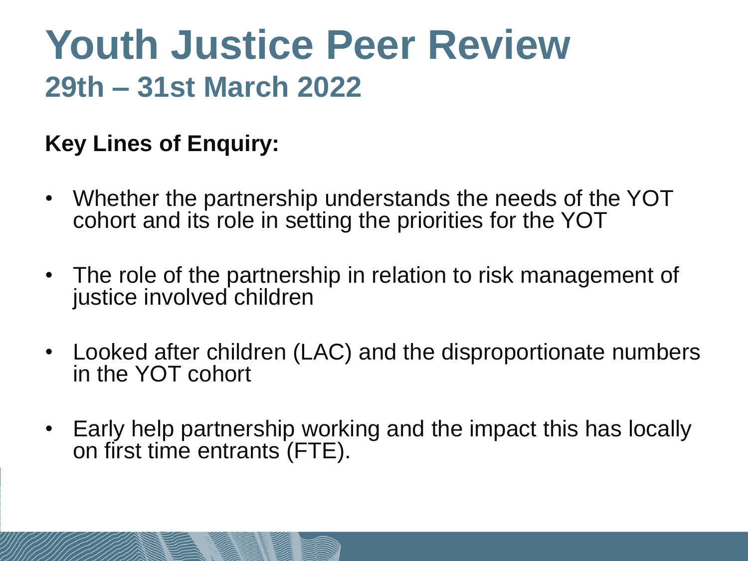# Youth Justice Peer Review

## 29th – 31st March 2022

**Key Lines of Enquiry:**

- Whether the partnership understands the needs of the YOT cohort and its role in setting the priorities for the YOT
- The role of the partnership in relation to risk management of justice involved children
- Looked after children (LAC) and the disproportionate numbers in the YOT cohort
- Early help partnership working and the impact this has locally on first time entrants (FTE).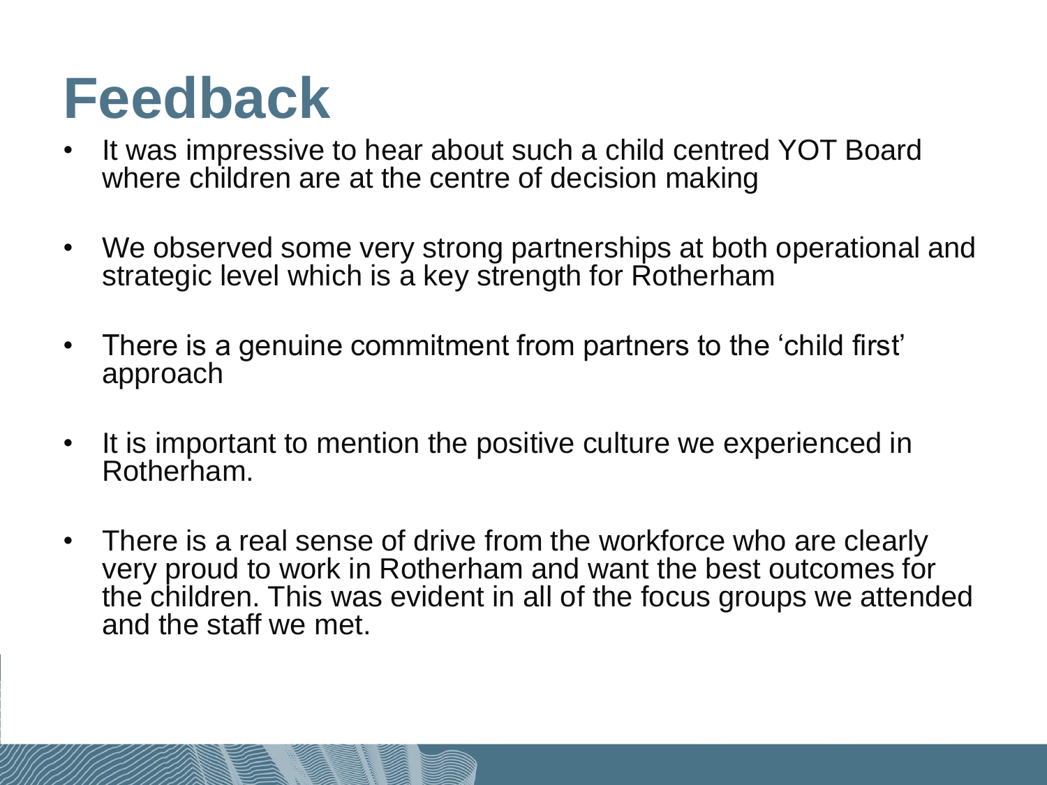# Feedback

- It was impressive to hear about such a child centred YOT Board where children are at the centre of decision making
- We observed some very strong partnerships at both operational and strategic level which is a key strength for Rotherham
- There is a genuine commitment from partners to the 'child first' approach
- It is important to mention the positive culture we experienced in Rotherham.
- There is a real sense of drive from the workforce who are clearly very proud to work in Rotherham and want the best outcomes for the children. This was evident in all of the focus groups we attended and the staff we met.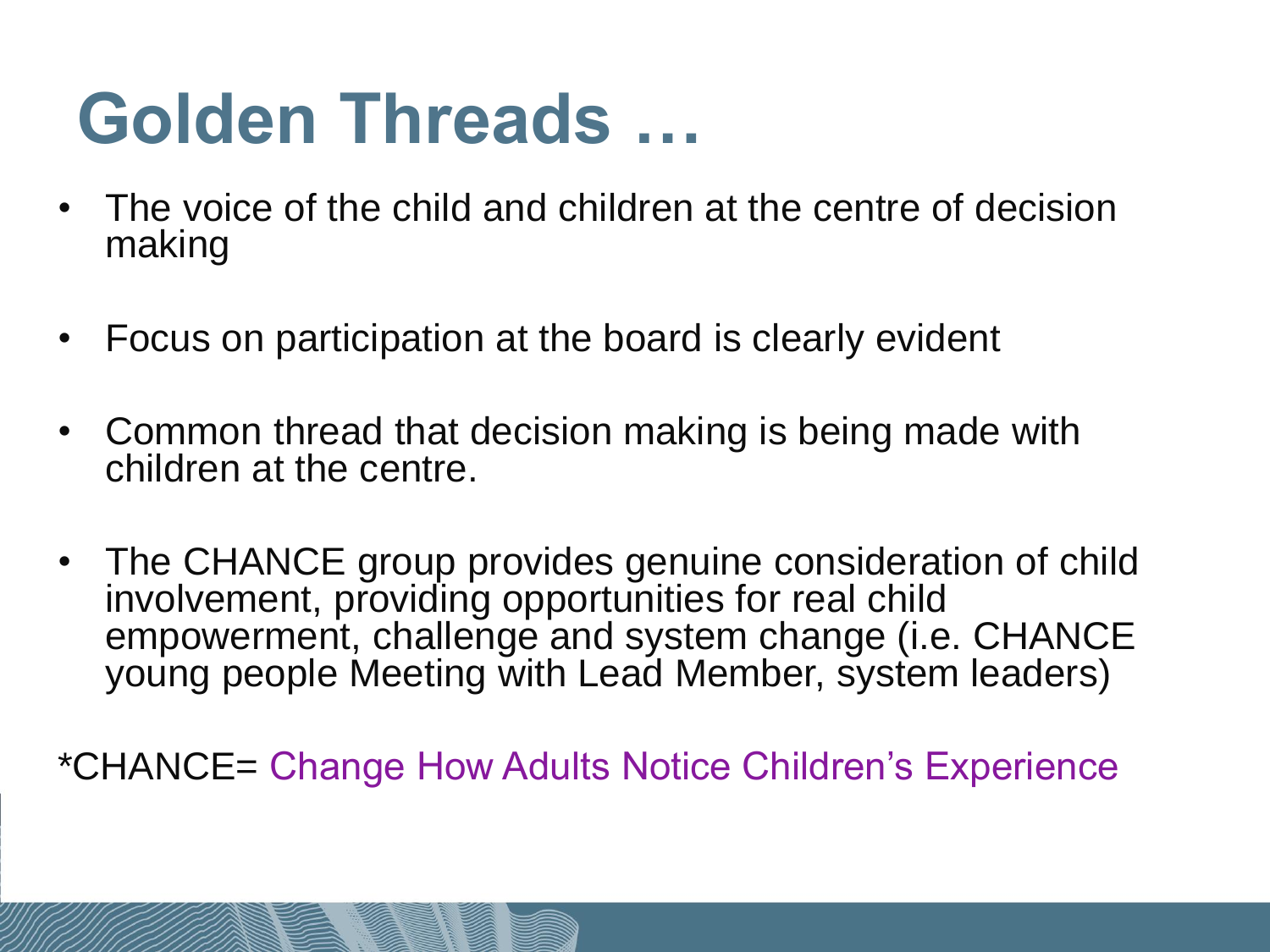# Golden Threads …

- The voice of the child and children at the centre of decision making
- Focus on participation at the board is clearly evident
- Common thread that decision making is being made with children at the centre.
- The CHANCE group provides genuine consideration of child involvement, providing opportunities for real child empowerment, challenge and system change (i.e. CHANCE young people Meeting with Lead Member, system leaders)

*CHANCE= Change How Adults Notice Children's Experience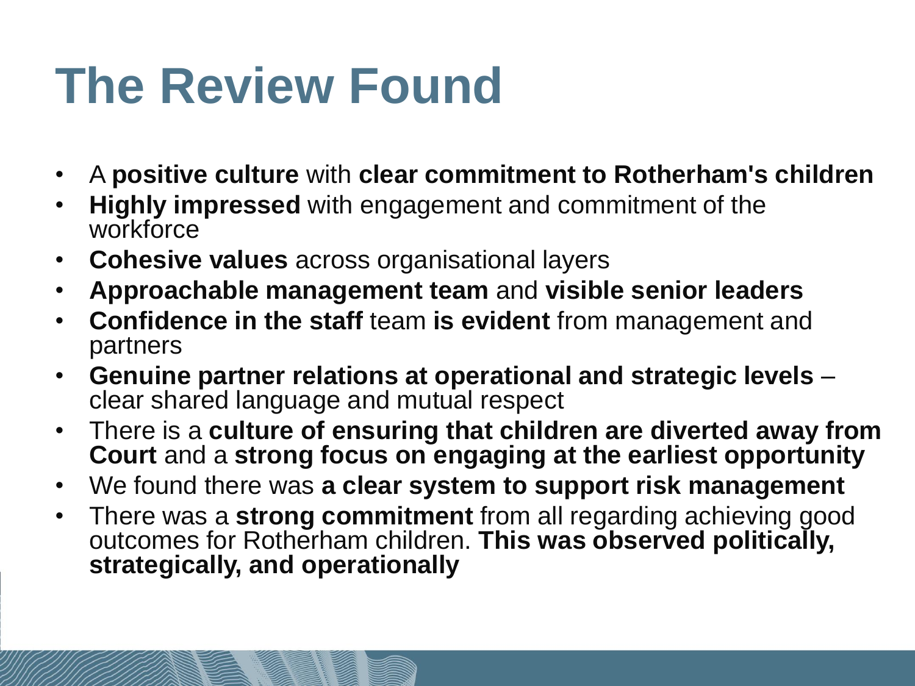# The Review Found

- A **positive culture** with **clear commitment to Rotherham's children**
- **Highly impressed** with engagement and commitment of the workforce
- **Cohesive values** across organisational layers
- **Approachable management team** and **visible senior leaders**
- **Confidence in the staff** team **is evident** from management and partners
- **Genuine partner relations at operational and strategic levels** – clear shared language and mutual respect
- There is a **culture of ensuring that children are diverted away from Court** and a **strong focus on engaging at the earliest opportunity**
- We found there was **a clear system to support risk management**
- There was a **strong commitment** from all regarding achieving good outcomes for Rotherham children. **This was observed politically, strategically, and operationally**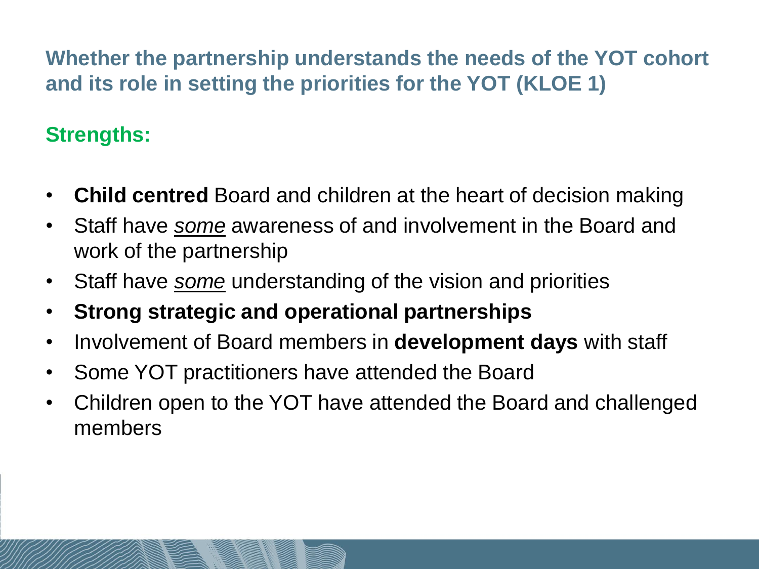## Whether the partnership understands the needs of the YOT cohort and its role in setting the priorities for the YOT (KLOE 1)

### Strengths:

- **Child centred** Board and children at the heart of decision making
- Staff have *some* awareness of and involvement in the Board and work of the partnership
- Staff have *some* understanding of the vision and priorities
- **Strong strategic and operational partnerships**
- Involvement of Board members in **development days** with staff
- Some YOT practitioners have attended the Board
- Children open to the YOT have attended the Board and challenged members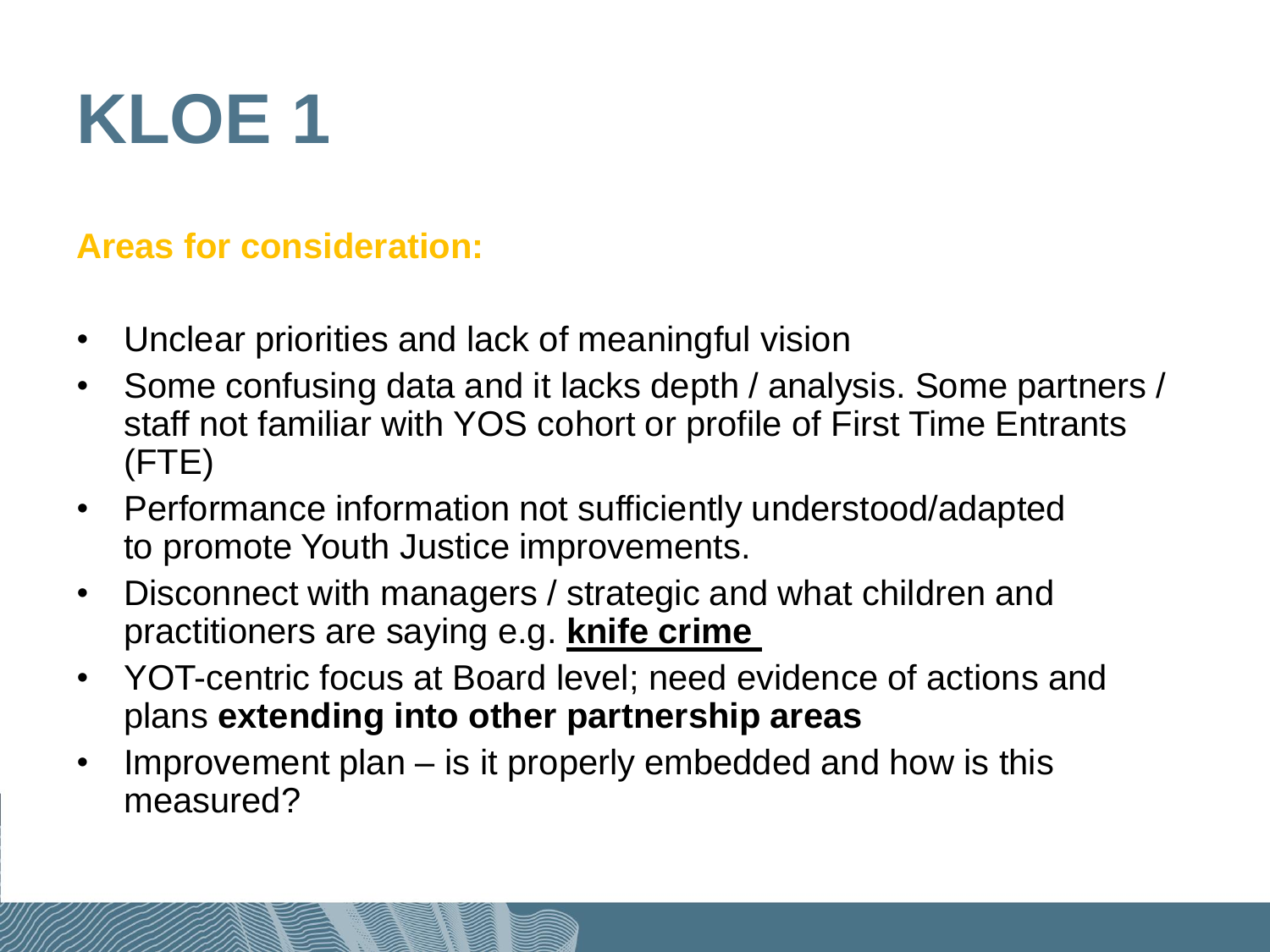# KLOE 1

**Areas for consideration:**

- Unclear priorities and lack of meaningful vision
- Some confusing data and it lacks depth / analysis. Some partners / staff not familiar with YOS cohort or profile of First Time Entrants (FTE)
- Performance information not sufficiently understood/adapted to promote Youth Justice improvements.
- Disconnect with managers / strategic and what children and practitioners are saying e.g. **knife crime**
- YOT-centric focus at Board level; need evidence of actions and plans **extending into other partnership areas**
- Improvement plan – is it properly embedded and how is this measured?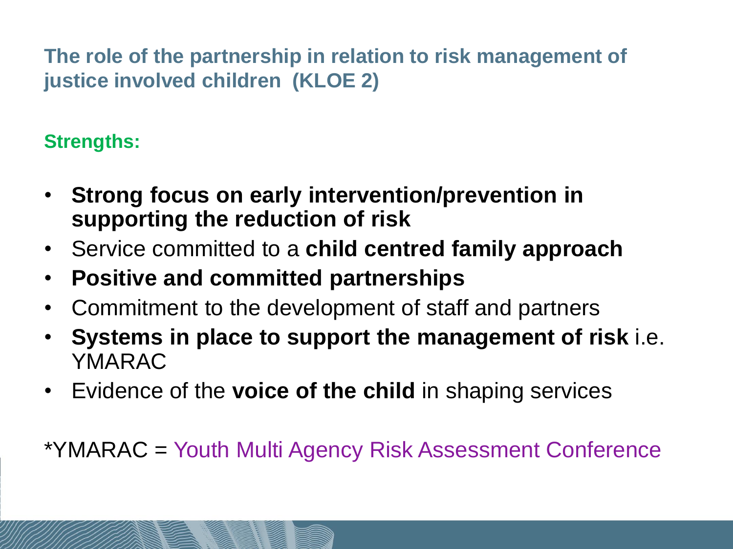## The role of the partnership in relation to risk management of justice involved children (KLOE 2)

**Strengths:**

- **Strong focus on early intervention/prevention in supporting the reduction of risk**
- Service committed to a **child centred family approach**
- **Positive and committed partnerships**
- Commitment to the development of staff and partners
- **Systems in place to support the management of risk** i.e. YMARAC
- Evidence of the **voice of the child** in shaping services

*YMARAC = Youth Multi Agency Risk Assessment Conference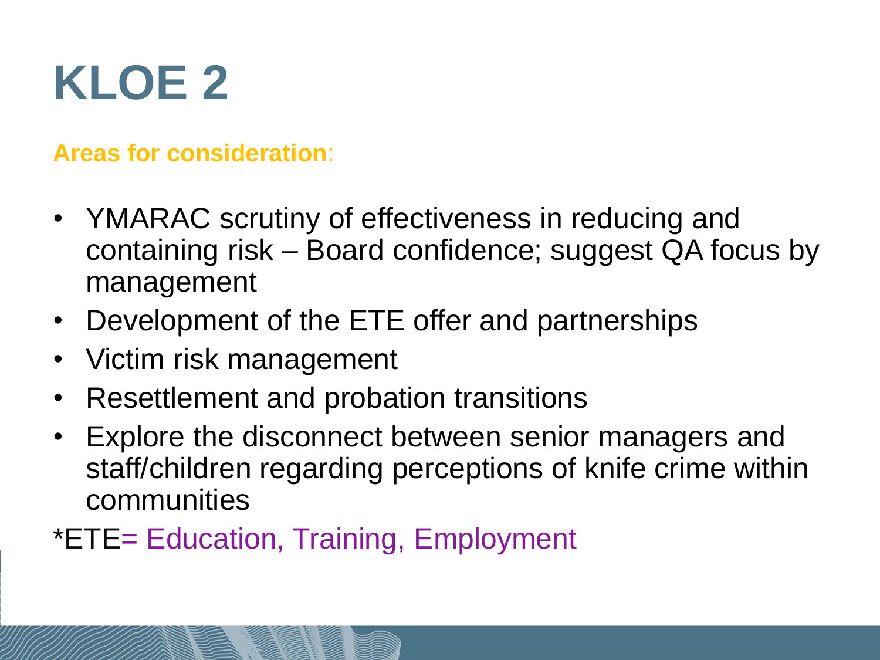# KLOE 2

**Areas for consideration**:

- YMARAC scrutiny of effectiveness in reducing and containing risk – Board confidence; suggest QA focus by management
- Development of the ETE offer and partnerships
- Victim risk management
- Resettlement and probation transitions
- Explore the disconnect between senior managers and staff/children regarding perceptions of knife crime within communities

*ETE= Education, Training, Employment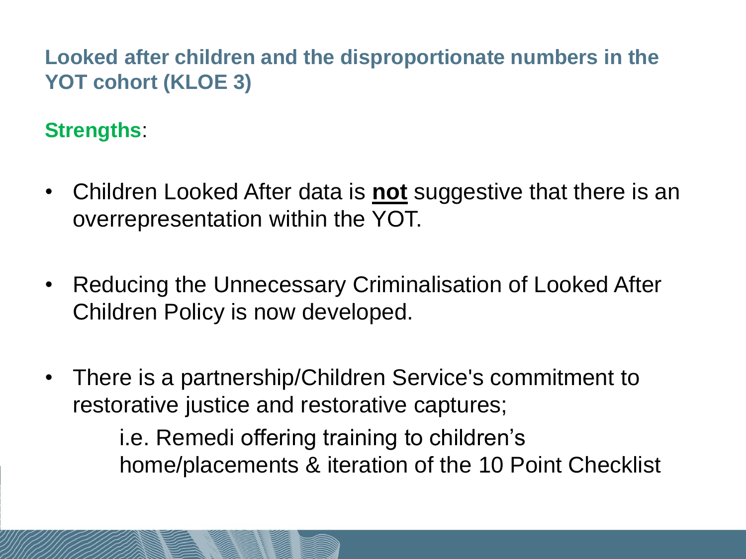## Looked after children and the disproportionate numbers in the YOT cohort (KLOE 3)

**Strengths**:

- Children Looked After data is **not** suggestive that there is an overrepresentation within the YOT.
- Reducing the Unnecessary Criminalisation of Looked After Children Policy is now developed.
- There is a partnership/Children Service's commitment to restorative justice and restorative captures;

  i.e. Remedi offering training to children's home/placements & iteration of the 10 Point Checklist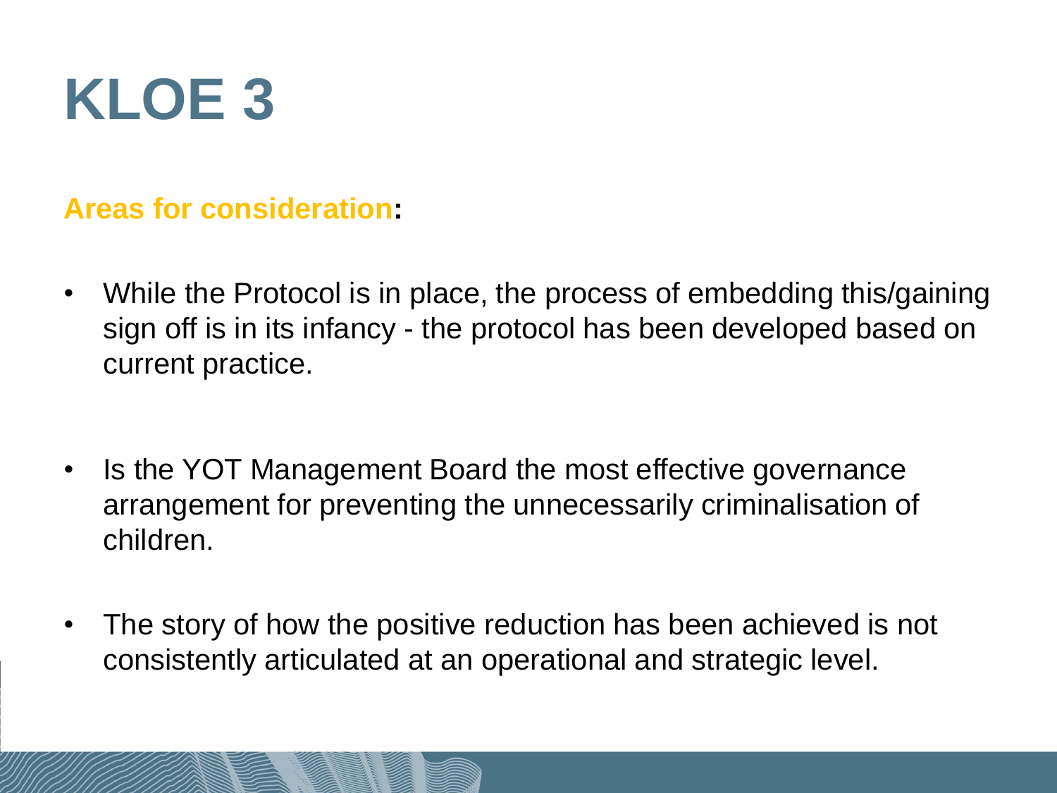# KLOE 3

**Areas for consideration:**

- While the Protocol is in place, the process of embedding this/gaining sign off is in its infancy - the protocol has been developed based on current practice.
- Is the YOT Management Board the most effective governance arrangement for preventing the unnecessarily criminalisation of children.
- The story of how the positive reduction has been achieved is not consistently articulated at an operational and strategic level.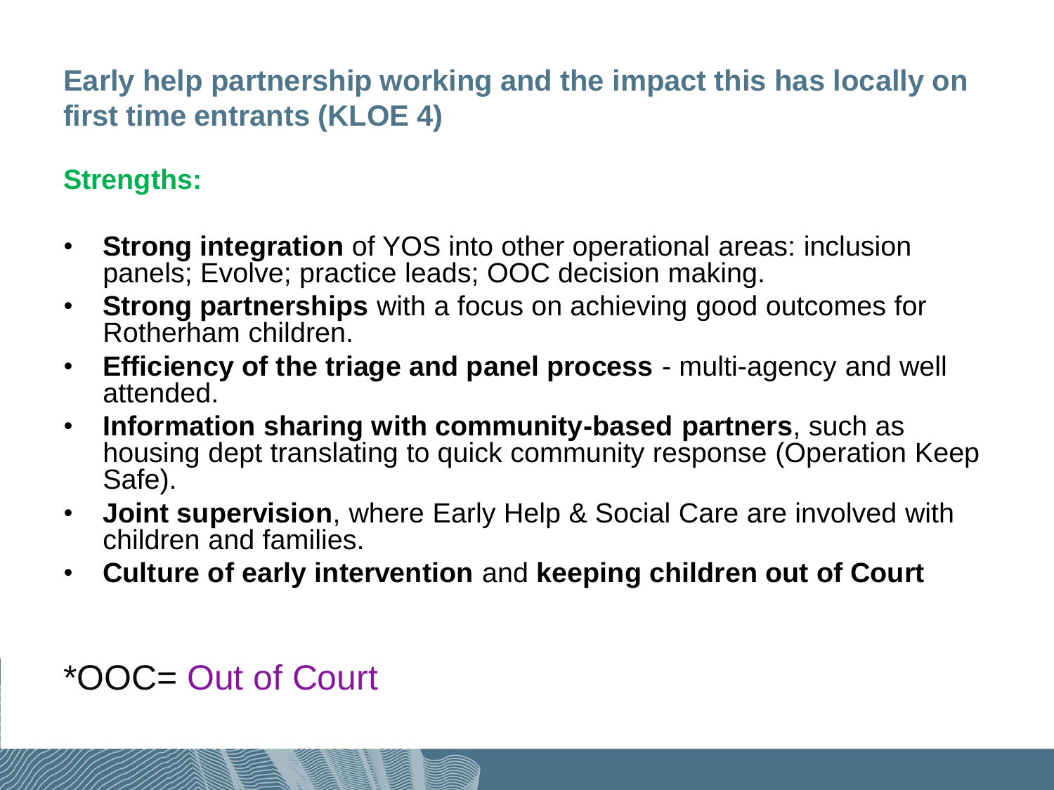## Early help partnership working and the impact this has locally on first time entrants (KLOE 4)

### Strengths:

- **Strong integration** of YOS into other operational areas: inclusion panels; Evolve; practice leads; OOC decision making.
- **Strong partnerships** with a focus on achieving good outcomes for Rotherham children.
- **Efficiency of the triage and panel process** - multi-agency and well attended.
- **Information sharing with community-based partners**, such as housing dept translating to quick community response (Operation Keep Safe).
- **Joint supervision**, where Early Help & Social Care are involved with children and families.
- **Culture of early intervention** and **keeping children out of Court**

*OOC= Out of Court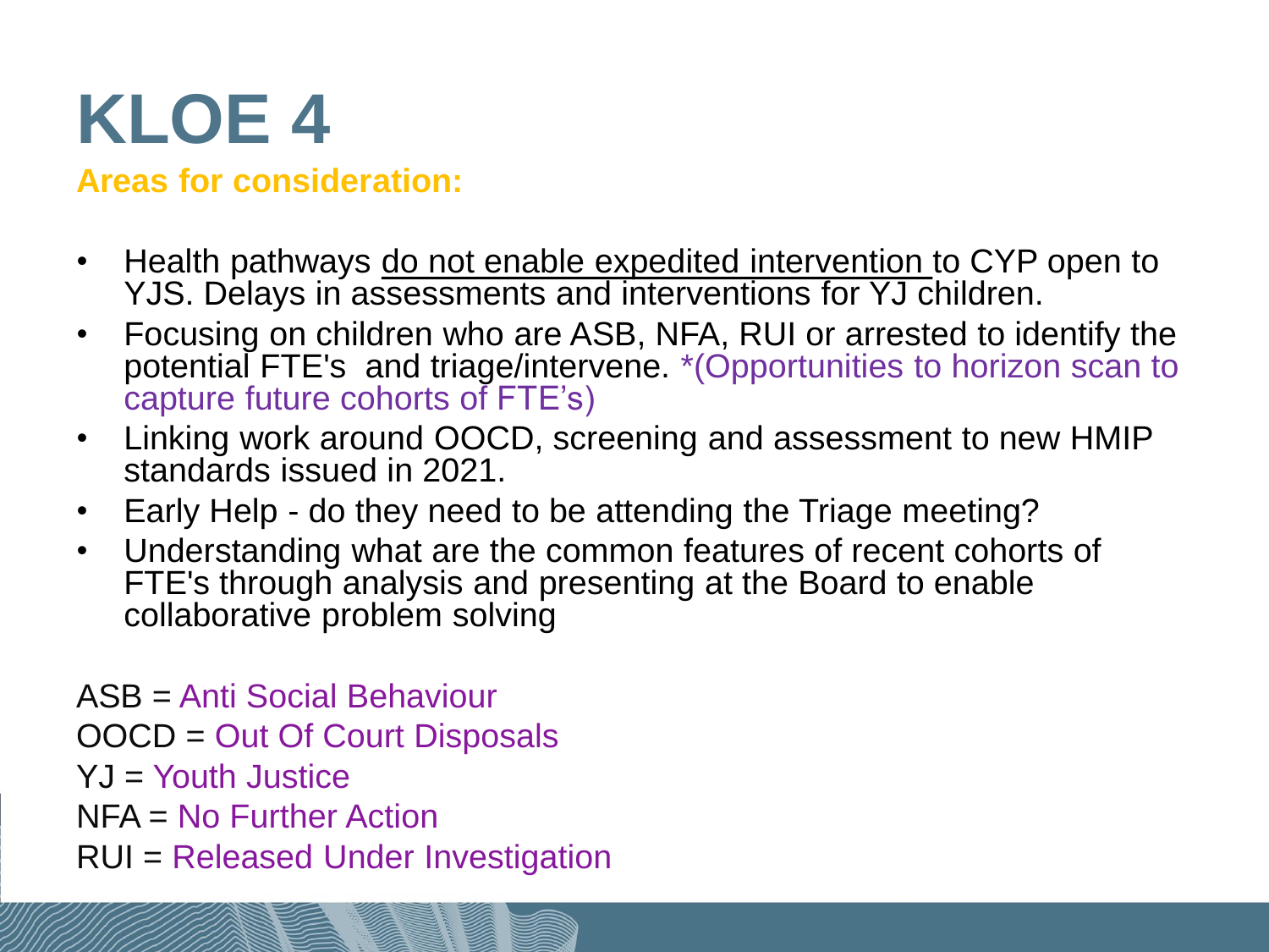# KLOE 4

**Areas for consideration:**

- Health pathways do not enable expedited intervention to CYP open to YJS. Delays in assessments and interventions for YJ children.
- Focusing on children who are ASB, NFA, RUI or arrested to identify the potential FTE's and triage/intervene. *(Opportunities to horizon scan to capture future cohorts of FTE's)
- Linking work around OOCD, screening and assessment to new HMIP standards issued in 2021.
- Early Help - do they need to be attending the Triage meeting?
- Understanding what are the common features of recent cohorts of FTE's through analysis and presenting at the Board to enable collaborative problem solving

ASB = Anti Social Behaviour

OOCD = Out Of Court Disposals

YJ = Youth Justice

NFA = No Further Action

RUI = Released Under Investigation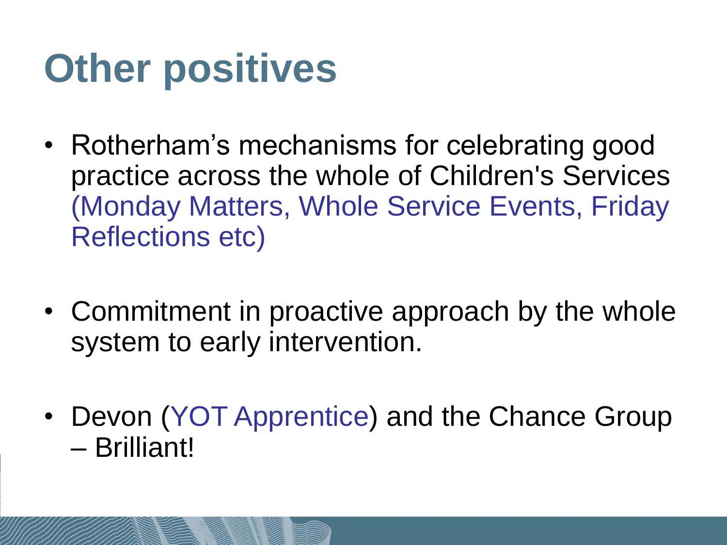# Other positives

- Rotherham's mechanisms for celebrating good practice across the whole of Children's Services (Monday Matters, Whole Service Events, Friday Reflections etc)

- Commitment in proactive approach by the whole system to early intervention.

- Devon (YOT Apprentice) and the Chance Group – Brilliant!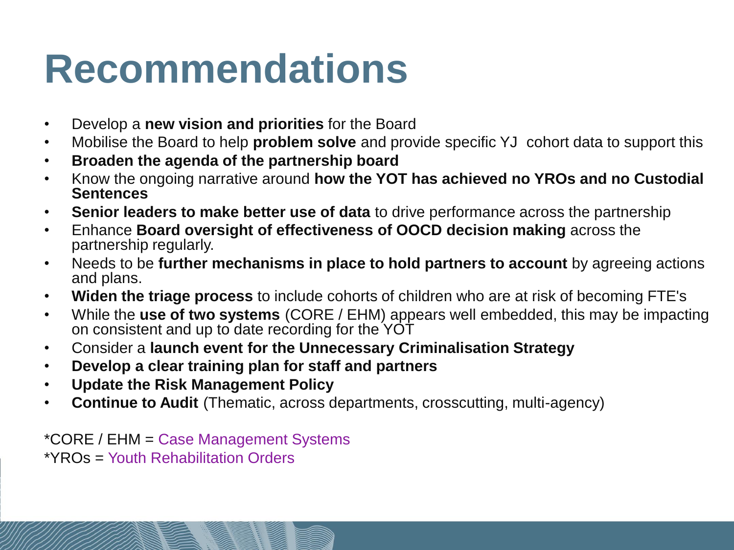# Recommendations

- Develop a **new vision and priorities** for the Board
- Mobilise the Board to help **problem solve** and provide specific YJ cohort data to support this
- **Broaden the agenda of the partnership board**
- Know the ongoing narrative around **how the YOT has achieved no YROs and no Custodial Sentences**
- **Senior leaders to make better use of data** to drive performance across the partnership
- Enhance **Board oversight of effectiveness of OOCD decision making** across the partnership regularly.
- Needs to be **further mechanisms in place to hold partners to account** by agreeing actions and plans.
- **Widen the triage process** to include cohorts of children who are at risk of becoming FTE's
- While the **use of two systems** (CORE / EHM) appears well embedded, this may be impacting on consistent and up to date recording for the YOT
- Consider a **launch event for the Unnecessary Criminalisation Strategy**
- **Develop a clear training plan for staff and partners**
- **Update the Risk Management Policy**
- **Continue to Audit** (Thematic, across departments, crosscutting, multi-agency)

*CORE / EHM = Case Management Systems
*YROs = Youth Rehabilitation Orders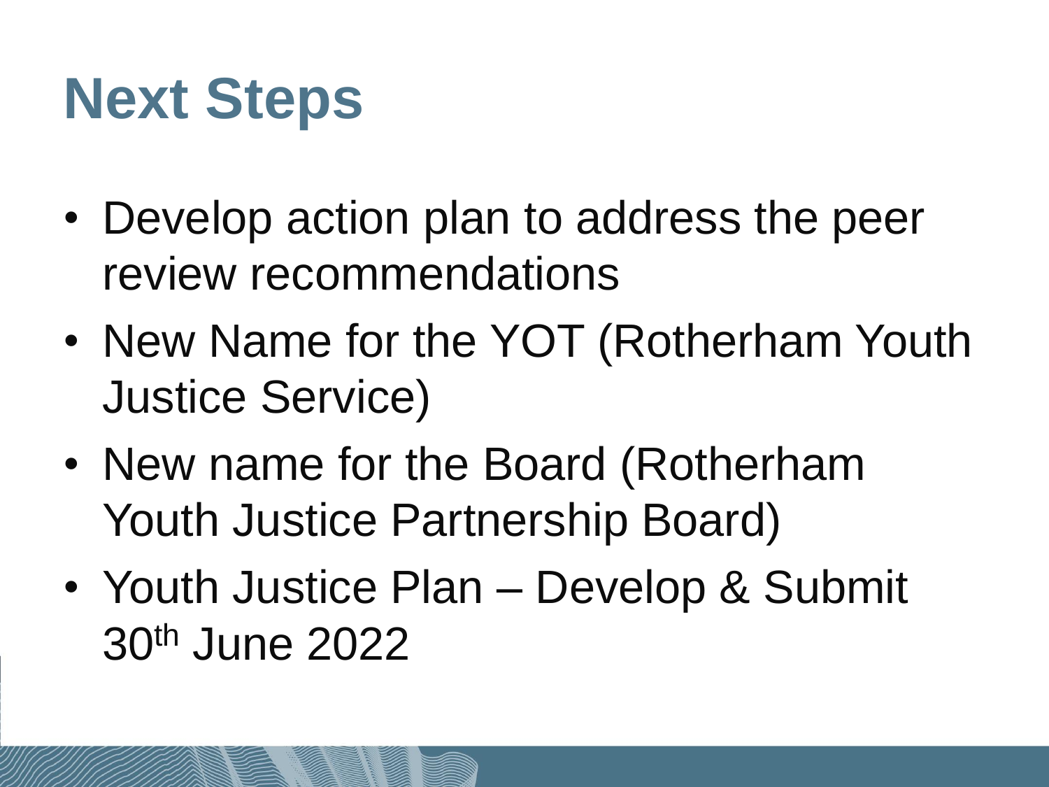# Next Steps

- Develop action plan to address the peer review recommendations
- New Name for the YOT (Rotherham Youth Justice Service)
- New name for the Board (Rotherham Youth Justice Partnership Board)
- Youth Justice Plan – Develop & Submit 30th June 2022